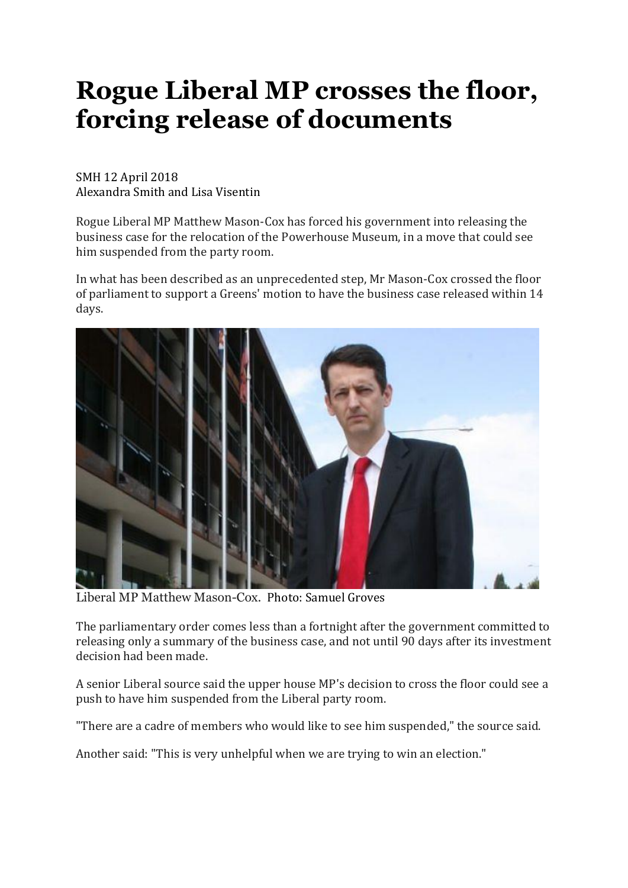# Rogue Liberal MP crosses the floor, forcing release of documents

SMH 12 April 2018
Alexandra Smith and Lisa Visentin

Rogue Liberal MP Matthew Mason-Cox has forced his government into releasing the business case for the relocation of the Powerhouse Museum, in a move that could see him suspended from the party room.

In what has been described as an unprecedented step, Mr Mason-Cox crossed the floor of parliament to support a Greens' motion to have the business case released within 14 days.

Liberal MP Matthew Mason-Cox. Photo: Samuel Groves

The parliamentary order comes less than a fortnight after the government committed to releasing only a summary of the business case, and not until 90 days after its investment decision had been made.

A senior Liberal source said the upper house MP's decision to cross the floor could see a push to have him suspended from the Liberal party room.

"There are a cadre of members who would like to see him suspended," the source said.

Another said: "This is very unhelpful when we are trying to win an election."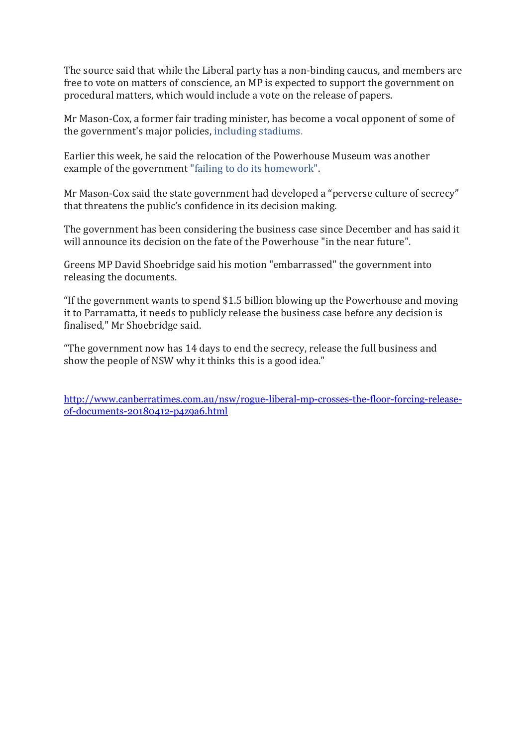The source said that while the Liberal party has a non-binding caucus, and members are free to vote on matters of conscience, an MP is expected to support the government on procedural matters, which would include a vote on the release of papers.

Mr Mason-Cox, a former fair trading minister, has become a vocal opponent of some of the government's major policies, including stadiums.

Earlier this week, he said the relocation of the Powerhouse Museum was another example of the government "failing to do its homework".

Mr Mason-Cox said the state government had developed a “perverse culture of secrecy” that threatens the public’s confidence in its decision making.

The government has been considering the business case since December and has said it will announce its decision on the fate of the Powerhouse "in the near future".

Greens MP David Shoebridge said his motion "embarrassed" the government into releasing the documents.

“If the government wants to spend $1.5 billion blowing up the Powerhouse and moving it to Parramatta, it needs to publicly release the business case before any decision is finalised," Mr Shoebridge said.

“The government now has 14 days to end the secrecy, release the full business and show the people of NSW why it thinks this is a good idea."

http://www.canberratimes.com.au/nsw/rogue-liberal-mp-crosses-the-floor-forcing-release-of-documents-20180412-p4z9a6.html